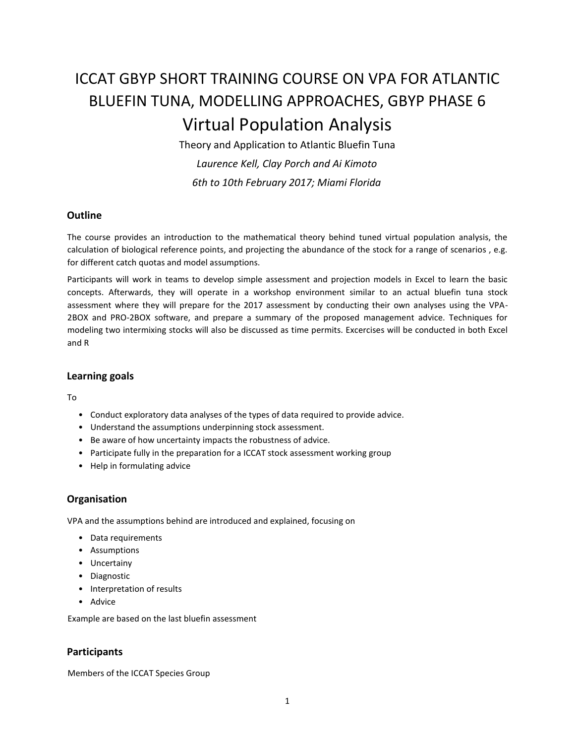# ICCAT GBYP SHORT TRAINING COURSE ON VPA FOR ATLANTIC BLUEFIN TUNA, MODELLING APPROACHES, GBYP PHASE 6

# Virtual Population Analysis

Theory and Application to Atlantic Bluefin Tuna

*Laurence Kell, Clay Porch and Ai Kimoto*

*6th to 10th February 2017; Miami Florida*

## Outline

The course provides an introduction to the mathematical theory behind tuned virtual population analysis, the calculation of biological reference points, and projecting the abundance of the stock for a range of scenarios , e.g. for different catch quotas and model assumptions.

Participants will work in teams to develop simple assessment and projection models in Excel to learn the basic concepts. Afterwards, they will operate in a workshop environment similar to an actual bluefin tuna stock assessment where they will prepare for the 2017 assessment by conducting their own analyses using the VPA-2BOX and PRO-2BOX software, and prepare a summary of the proposed management advice. Techniques for modeling two intermixing stocks will also be discussed as time permits. Excercises will be conducted in both Excel and R

## Learning goals

To

- Conduct exploratory data analyses of the types of data required to provide advice.
- Understand the assumptions underpinning stock assessment.
- Be aware of how uncertainty impacts the robustness of advice.
- Participate fully in the preparation for a ICCAT stock assessment working group
- Help in formulating advice

## Organisation

VPA and the assumptions behind are introduced and explained, focusing on

- Data requirements
- Assumptions
- Uncertainy
- Diagnostic
- Interpretation of results
- Advice

Example are based on the last bluefin assessment

## Participants

Members of the ICCAT Species Group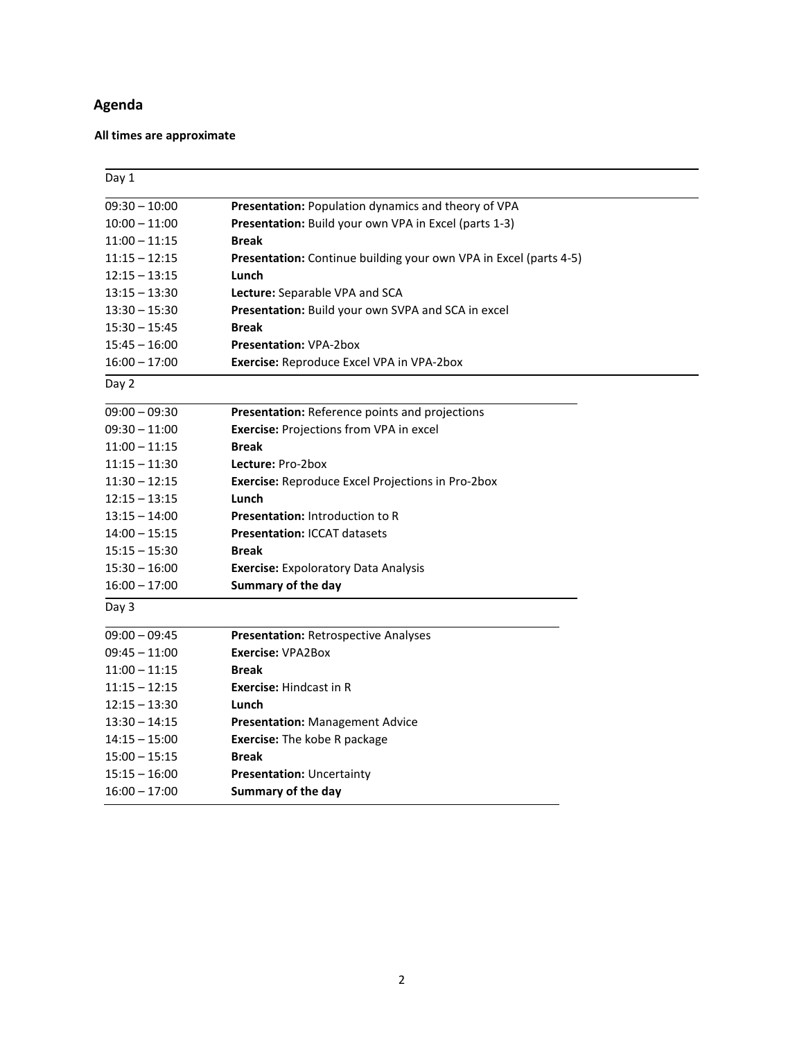# Agenda

**All times are approximate**

| Day 1 | |
|---|---|
| 09:30 – 10:00 | **Presentation:** Population dynamics and theory of VPA |
| 10:00 – 11:00 | **Presentation:** Build your own VPA in Excel (parts 1-3) |
| 11:00 – 11:15 | **Break** |
| 11:15 – 12:15 | **Presentation:** Continue building your own VPA in Excel (parts 4-5) |
| 12:15 – 13:15 | **Lunch** |
| 13:15 – 13:30 | **Lecture:** Separable VPA and SCA |
| 13:30 – 15:30 | **Presentation:** Build your own SVPA and SCA in excel |
| 15:30 – 15:45 | **Break** |
| 15:45 – 16:00 | **Presentation:** VPA-2box |
| 16:00 – 17:00 | **Exercise:** Reproduce Excel VPA in VPA-2box |

| Day 2 | |
|---|---|
| 09:00 – 09:30 | **Presentation:** Reference points and projections |
| 09:30 – 11:00 | **Exercise:** Projections from VPA in excel |
| 11:00 – 11:15 | **Break** |
| 11:15 – 11:30 | **Lecture:** Pro-2box |
| 11:30 – 12:15 | **Exercise:** Reproduce Excel Projections in Pro-2box |
| 12:15 – 13:15 | **Lunch** |
| 13:15 – 14:00 | **Presentation:** Introduction to R |
| 14:00 – 15:15 | **Presentation:** ICCAT datasets |
| 15:15 – 15:30 | **Break** |
| 15:30 – 16:00 | **Exercise:** Expoloratory Data Analysis |
| 16:00 – 17:00 | **Summary of the day** |

| Day 3 | |
|---|---|
| 09:00 – 09:45 | **Presentation:** Retrospective Analyses |
| 09:45 – 11:00 | **Exercise:** VPA2Box |
| 11:00 – 11:15 | **Break** |
| 11:15 – 12:15 | **Exercise:** Hindcast in R |
| 12:15 – 13:30 | **Lunch** |
| 13:30 – 14:15 | **Presentation:** Management Advice |
| 14:15 – 15:00 | **Exercise:** The kobe R package |
| 15:00 – 15:15 | **Break** |
| 15:15 – 16:00 | **Presentation:** Uncertainty |
| 16:00 – 17:00 | **Summary of the day** |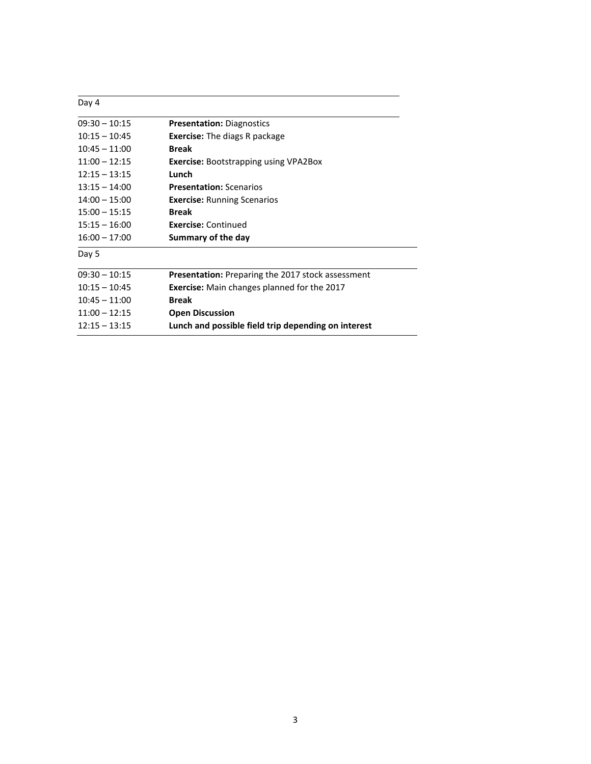| Day 4 | |
|---|---|
| 09:30 – 10:15 | **Presentation:** Diagnostics |
| 10:15 – 10:45 | **Exercise:** The diags R package |
| 10:45 – 11:00 | **Break** |
| 11:00 – 12:15 | **Exercise:** Bootstrapping using VPA2Box |
| 12:15 – 13:15 | **Lunch** |
| 13:15 – 14:00 | **Presentation:** Scenarios |
| 14:00 – 15:00 | **Exercise:** Running Scenarios |
| 15:00 – 15:15 | **Break** |
| 15:15 – 16:00 | **Exercise:** Continued |
| 16:00 – 17:00 | **Summary of the day** |

| Day 5 | |
|---|---|
| 09:30 – 10:15 | **Presentation:** Preparing the 2017 stock assessment |
| 10:15 – 10:45 | **Exercise:** Main changes planned for the 2017 |
| 10:45 – 11:00 | **Break** |
| 11:00 – 12:15 | **Open Discussion** |
| 12:15 – 13:15 | **Lunch and possible field trip depending on interest** |